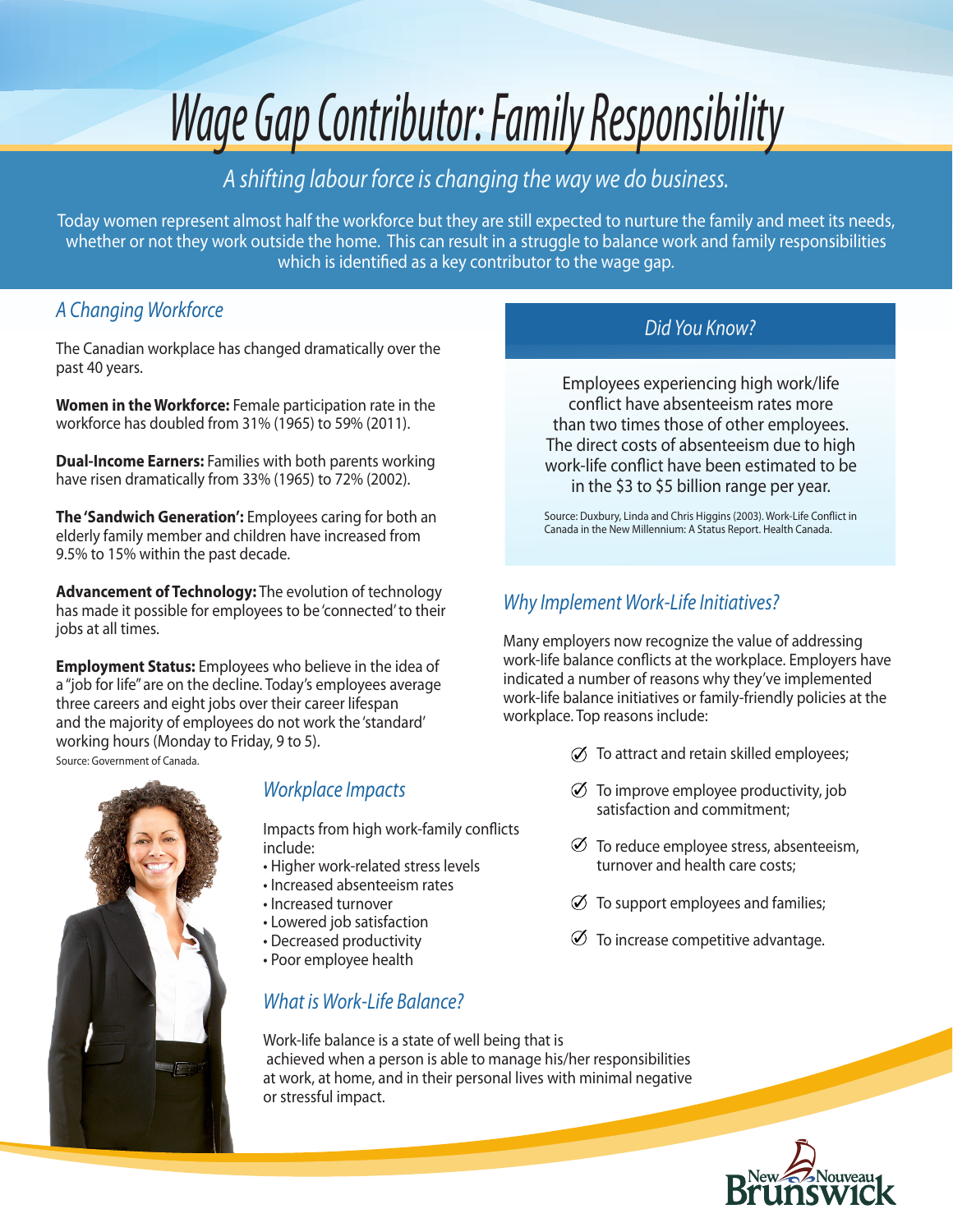# Wage Gap Contributor: Family Responsibility

*A shifting labour force is changing the way we do business.*

Today women represent almost half the workforce but they are still expected to nurture the family and meet its needs, whether or not they work outside the home. This can result in a struggle to balance work and family responsibilities which is identified as a key contributor to the wage gap.

## *A Changing Workforce*

The Canadian workplace has changed dramatically over the past 40 years.

**Women in the Workforce:** Female participation rate in the workforce has doubled from 31% (1965) to 59% (2011).

**Dual-Income Earners:** Families with both parents working have risen dramatically from 33% (1965) to 72% (2002).

**The 'Sandwich Generation':** Employees caring for both an elderly family member and children have increased from 9.5% to 15% within the past decade.

**Advancement of Technology:** The evolution of technology has made it possible for employees to be 'connected' to their jobs at all times.

**Employment Status:** Employees who believe in the idea of a "job for life" are on the decline. Today's employees average three careers and eight jobs over their career lifespan and the majority of employees do not work the 'standard' working hours (Monday to Friday, 9 to 5).

Source: Government of Canada.

## *Workplace Impacts*

Impacts from high work-family conflicts include:

- Higher work-related stress levels
- Increased absenteeism rates
- Increased turnover
- Lowered job satisfaction
- Decreased productivity
- Poor employee health

## *What is Work-Life Balance?*

Work-life balance is a state of well being that is achieved when a person is able to manage his/her responsibilities at work, at home, and in their personal lives with minimal negative or stressful impact.

## *Did You Know?*

Employees experiencing high work/life conflict have absenteeism rates more than two times those of other employees. The direct costs of absenteeism due to high work-life conflict have been estimated to be in the $3 to $5 billion range per year.

Source: Duxbury, Linda and Chris Higgins (2003). Work-Life Conflict in Canada in the New Millennium: A Status Report. Health Canada.

## *Why Implement Work-Life Initiatives?*

Many employers now recognize the value of addressing work-life balance conflicts at the workplace. Employers have indicated a number of reasons why they've implemented work-life balance initiatives or family-friendly policies at the workplace. Top reasons include:

- To attract and retain skilled employees;
- To improve employee productivity, job satisfaction and commitment;
- To reduce employee stress, absenteeism, turnover and health care costs;
- To support employees and families;
- To increase competitive advantage.

New Nouveau Brunswick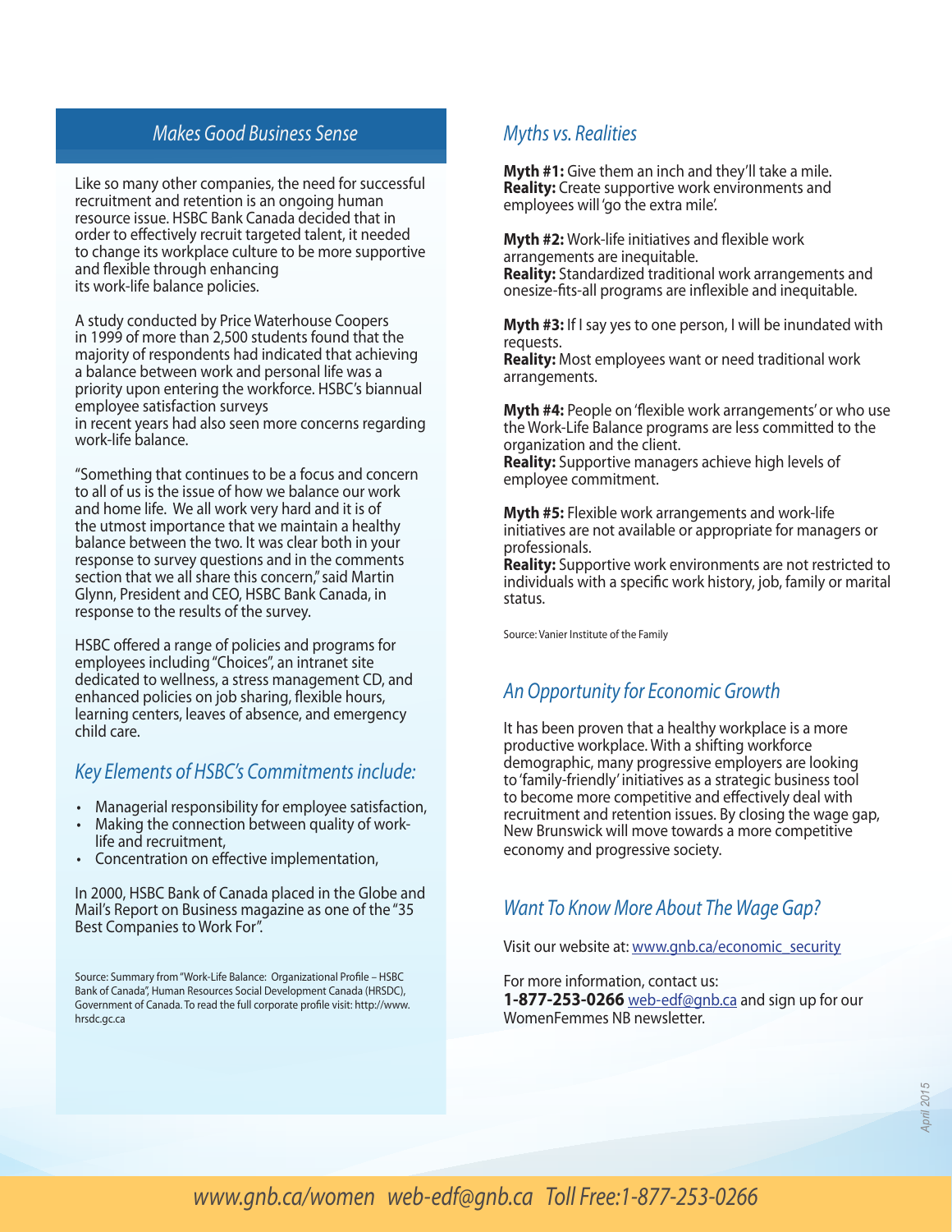## Makes Good Business Sense

Like so many other companies, the need for successful recruitment and retention is an ongoing human resource issue. HSBC Bank Canada decided that in order to effectively recruit targeted talent, it needed to change its workplace culture to be more supportive and flexible through enhancing its work-life balance policies.

A study conducted by Price Waterhouse Coopers in 1999 of more than 2,500 students found that the majority of respondents had indicated that achieving a balance between work and personal life was a priority upon entering the workforce. HSBC's biannual employee satisfaction surveys in recent years had also seen more concerns regarding work-life balance.

"Something that continues to be a focus and concern to all of us is the issue of how we balance our work and home life. We all work very hard and it is of the utmost importance that we maintain a healthy balance between the two. It was clear both in your response to survey questions and in the comments section that we all share this concern," said Martin Glynn, President and CEO, HSBC Bank Canada, in response to the results of the survey.

HSBC offered a range of policies and programs for employees including "Choices", an intranet site dedicated to wellness, a stress management CD, and enhanced policies on job sharing, flexible hours, learning centers, leaves of absence, and emergency child care.

### *Key Elements of HSBC's Commitments include:*

- Managerial responsibility for employee satisfaction,
- Making the connection between quality of work-life and recruitment,
- Concentration on effective implementation,

In 2000, HSBC Bank of Canada placed in the Globe and Mail's Report on Business magazine as one of the "35 Best Companies to Work For".

Source: Summary from "Work-Life Balance: Organizational Profile – HSBC Bank of Canada", Human Resources Social Development Canada (HRSDC), Government of Canada. To read the full corporate profile visit: http://www.hrsdc.gc.ca

## *Myths vs. Realities*

**Myth #1:** Give them an inch and they'll take a mile.
**Reality:** Create supportive work environments and employees will 'go the extra mile'.

**Myth #2:** Work-life initiatives and flexible work arrangements are inequitable.
**Reality:** Standardized traditional work arrangements and onesize-fits-all programs are inflexible and inequitable.

**Myth #3:** If I say yes to one person, I will be inundated with requests.
**Reality:** Most employees want or need traditional work arrangements.

**Myth #4:** People on 'flexible work arrangements' or who use the Work-Life Balance programs are less committed to the organization and the client.
**Reality:** Supportive managers achieve high levels of employee commitment.

**Myth #5:** Flexible work arrangements and work-life initiatives are not available or appropriate for managers or professionals.
**Reality:** Supportive work environments are not restricted to individuals with a specific work history, job, family or marital status.

Source: Vanier Institute of the Family

## *An Opportunity for Economic Growth*

It has been proven that a healthy workplace is a more productive workplace. With a shifting workforce demographic, many progressive employers are looking to 'family-friendly' initiatives as a strategic business tool to become more competitive and effectively deal with recruitment and retention issues. By closing the wage gap, New Brunswick will move towards a more competitive economy and progressive society.

## *Want To Know More About The Wage Gap?*

Visit our website at: www.gnb.ca/economic_security

For more information, contact us:
**1-877-253-0266** web-edf@gnb.ca and sign up for our WomenFemmes NB newsletter.

April 2015

*www.gnb.ca/women web-edf@gnb.ca Toll Free:1-877-253-0266*